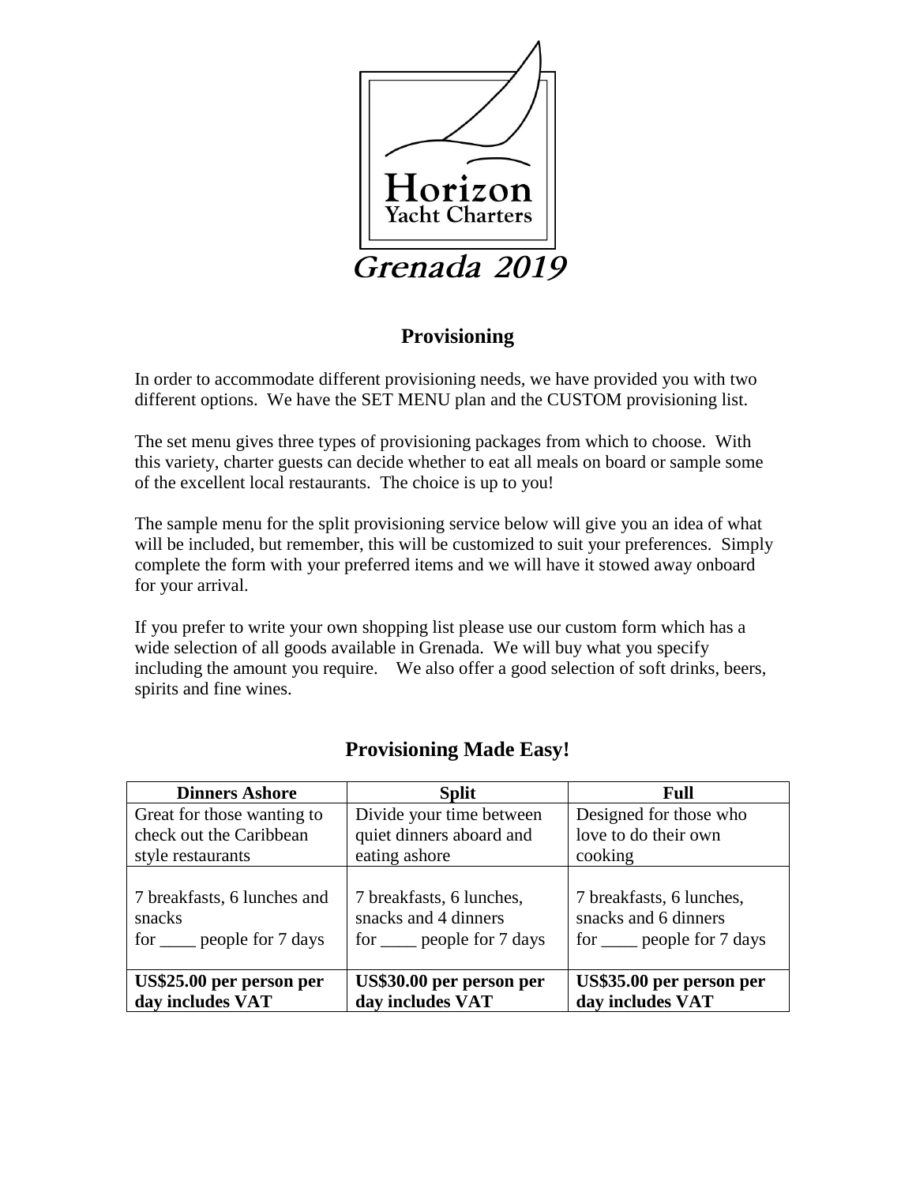Horizon
Yacht Charters

*Grenada 2019*

## Provisioning

In order to accommodate different provisioning needs, we have provided you with two different options. We have the SET MENU plan and the CUSTOM provisioning list.

The set menu gives three types of provisioning packages from which to choose. With this variety, charter guests can decide whether to eat all meals on board or sample some of the excellent local restaurants. The choice is up to you!

The sample menu for the split provisioning service below will give you an idea of what will be included, but remember, this will be customized to suit your preferences. Simply complete the form with your preferred items and we will have it stowed away onboard for your arrival.

If you prefer to write your own shopping list please use our custom form which has a wide selection of all goods available in Grenada. We will buy what you specify including the amount you require. We also offer a good selection of soft drinks, beers, spirits and fine wines.

## Provisioning Made Easy!

| Dinners Ashore | Split | Full |
| --- | --- | --- |
| Great for those wanting to check out the Caribbean style restaurants | Divide your time between quiet dinners aboard and eating ashore | Designed for those who love to do their own cooking |
| 7 breakfasts, 6 lunches and snacks for ____ people for 7 days | 7 breakfasts, 6 lunches, snacks and 4 dinners for ____ people for 7 days | 7 breakfasts, 6 lunches, snacks and 6 dinners for ____ people for 7 days |
| **US$25.00 per person per day includes VAT** | **US$30.00 per person per day includes VAT** | **US$35.00 per person per day includes VAT** |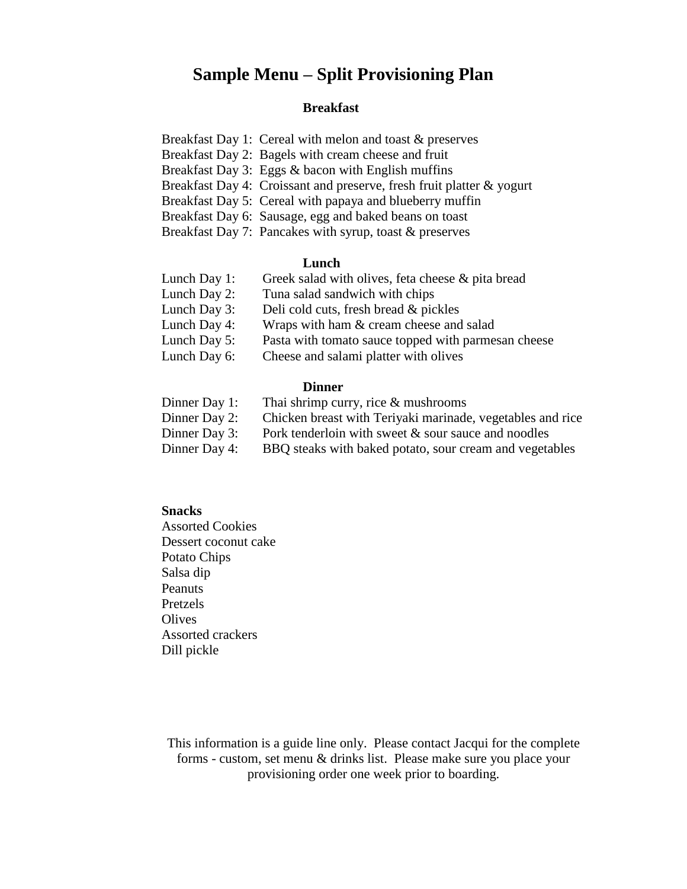# Sample Menu – Split Provisioning Plan

### Breakfast

Breakfast Day 1: Cereal with melon and toast & preserves
Breakfast Day 2: Bagels with cream cheese and fruit
Breakfast Day 3: Eggs & bacon with English muffins
Breakfast Day 4: Croissant and preserve, fresh fruit platter & yogurt
Breakfast Day 5: Cereal with papaya and blueberry muffin
Breakfast Day 6: Sausage, egg and baked beans on toast
Breakfast Day 7: Pancakes with syrup, toast & preserves

### Lunch

Lunch Day 1: Greek salad with olives, feta cheese & pita bread
Lunch Day 2: Tuna salad sandwich with chips
Lunch Day 3: Deli cold cuts, fresh bread & pickles
Lunch Day 4: Wraps with ham & cream cheese and salad
Lunch Day 5: Pasta with tomato sauce topped with parmesan cheese
Lunch Day 6: Cheese and salami platter with olives

### Dinner

Dinner Day 1: Thai shrimp curry, rice & mushrooms
Dinner Day 2: Chicken breast with Teriyaki marinade, vegetables and rice
Dinner Day 3: Pork tenderloin with sweet & sour sauce and noodles
Dinner Day 4: BBQ steaks with baked potato, sour cream and vegetables

**Snacks**
Assorted Cookies
Dessert coconut cake
Potato Chips
Salsa dip
Peanuts
Pretzels
Olives
Assorted crackers
Dill pickle

This information is a guide line only. Please contact Jacqui for the complete forms - custom, set menu & drinks list. Please make sure you place your provisioning order one week prior to boarding.